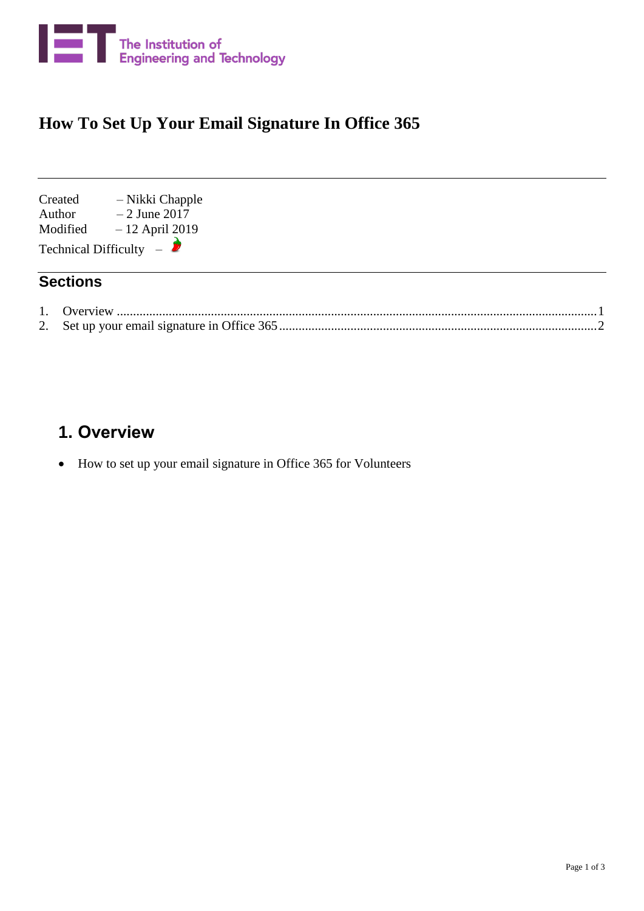The Institution of Engineering and Technology

# How To Set Up Your Email Signature In Office 365

Created – Nikki Chapple
Author – 2 June 2017
Modified – 12 April 2019
Technical Difficulty –

## Sections

1. Overview ....................................................................................................................................1
2. Set up your email signature in Office 365 ..................................................................................2

## 1. Overview

- How to set up your email signature in Office 365 for Volunteers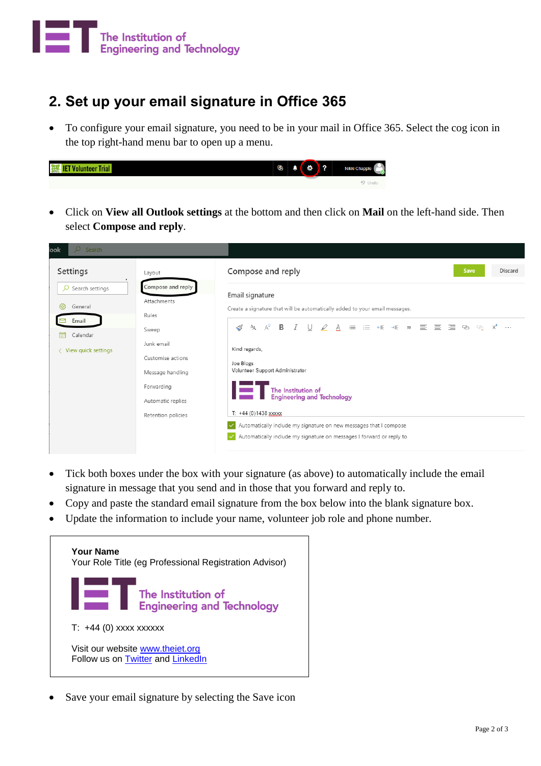## 2. Set up your email signature in Office 365

- To configure your email signature, you need to be in your mail in Office 365. Select the cog icon in the top right-hand menu bar to open up a menu.

- Click on **View all Outlook settings** at the bottom and then click on **Mail** on the left-hand side. Then select **Compose and reply**.

- Tick both boxes under the box with your signature (as above) to automatically include the email signature in message that you send and in those that you forward and reply to.
- Copy and paste the standard email signature from the box below into the blank signature box.
- Update the information to include your name, volunteer job role and phone number.

> **Your Name**
> Your Role Title (eg Professional Registration Advisor)
>
> The Institution of Engineering and Technology
>
> T: +44 (0) xxxx xxxxxx
>
> Visit our website www.theiet.org
> Follow us on Twitter and LinkedIn

- Save your email signature by selecting the Save icon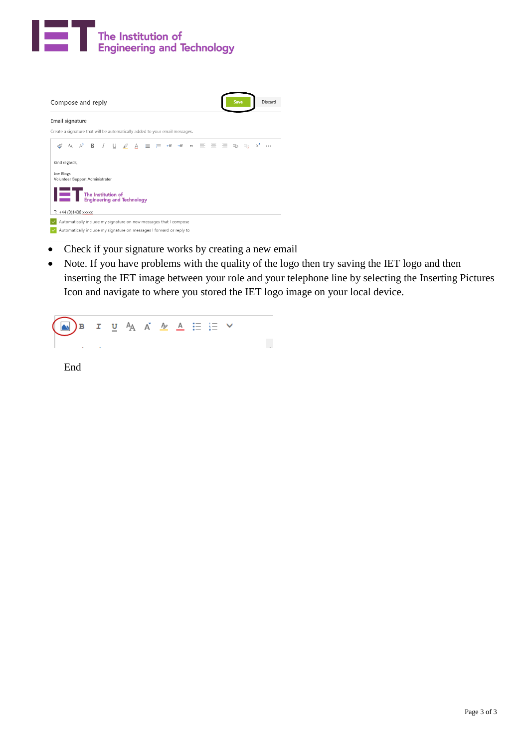- Check if your signature works by creating a new email
- Note. If you have problems with the quality of the logo then try saving the IET logo and then inserting the IET image between your role and your telephone line by selecting the Inserting Pictures Icon and navigate to where you stored the IET logo image on your local device.

End